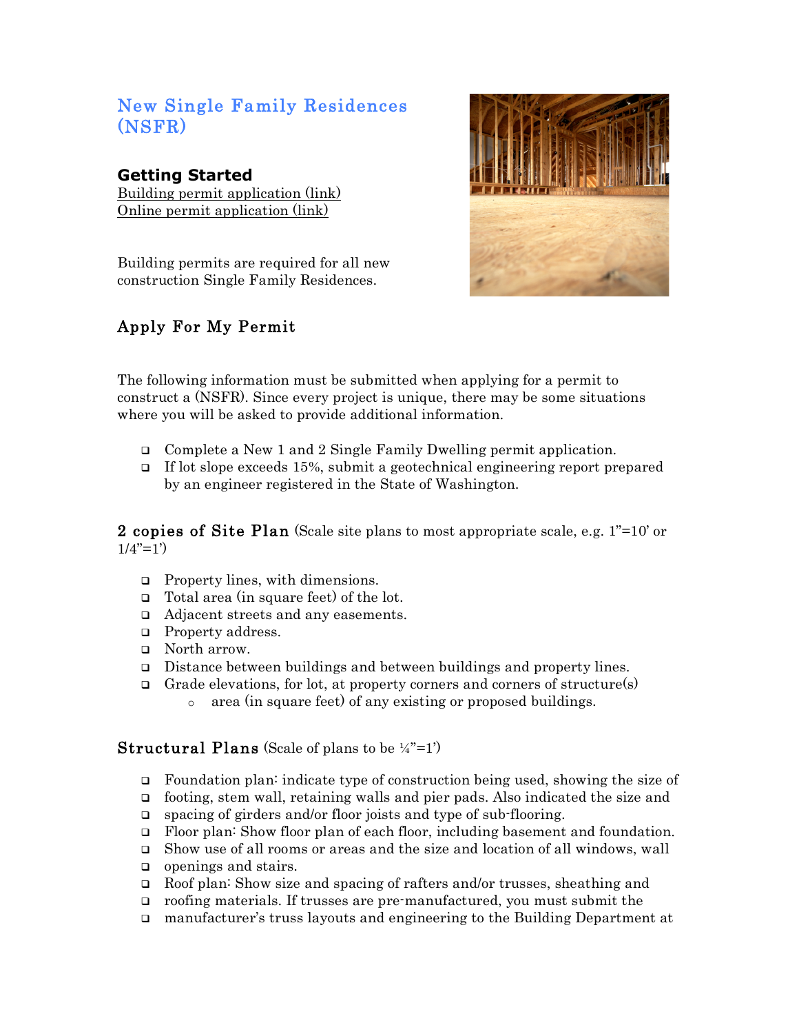# New Single Family Residences (NSFR)

## Getting Started

Building permit application (link)
Online permit application (link)

Building permits are required for all new construction Single Family Residences.

## Apply For My Permit

The following information must be submitted when applying for a permit to construct a (NSFR). Since every project is unique, there may be some situations where you will be asked to provide additional information.

- Complete a New 1 and 2 Single Family Dwelling permit application.
- If lot slope exceeds 15%, submit a geotechnical engineering report prepared by an engineer registered in the State of Washington.

### 2 copies of Site Plan (Scale site plans to most appropriate scale, e.g. 1"=10' or 1/4"=1')

- Property lines, with dimensions.
- Total area (in square feet) of the lot.
- Adjacent streets and any easements.
- Property address.
- North arrow.
- Distance between buildings and between buildings and property lines.
- Grade elevations, for lot, at property corners and corners of structure(s)
  - area (in square feet) of any existing or proposed buildings.

### Structural Plans (Scale of plans to be ¼"=1')

- Foundation plan: indicate type of construction being used, showing the size of
- footing, stem wall, retaining walls and pier pads. Also indicated the size and
- spacing of girders and/or floor joists and type of sub-flooring.
- Floor plan: Show floor plan of each floor, including basement and foundation.
- Show use of all rooms or areas and the size and location of all windows, wall
- openings and stairs.
- Roof plan: Show size and spacing of rafters and/or trusses, sheathing and
- roofing materials. If trusses are pre-manufactured, you must submit the
- manufacturer's truss layouts and engineering to the Building Department at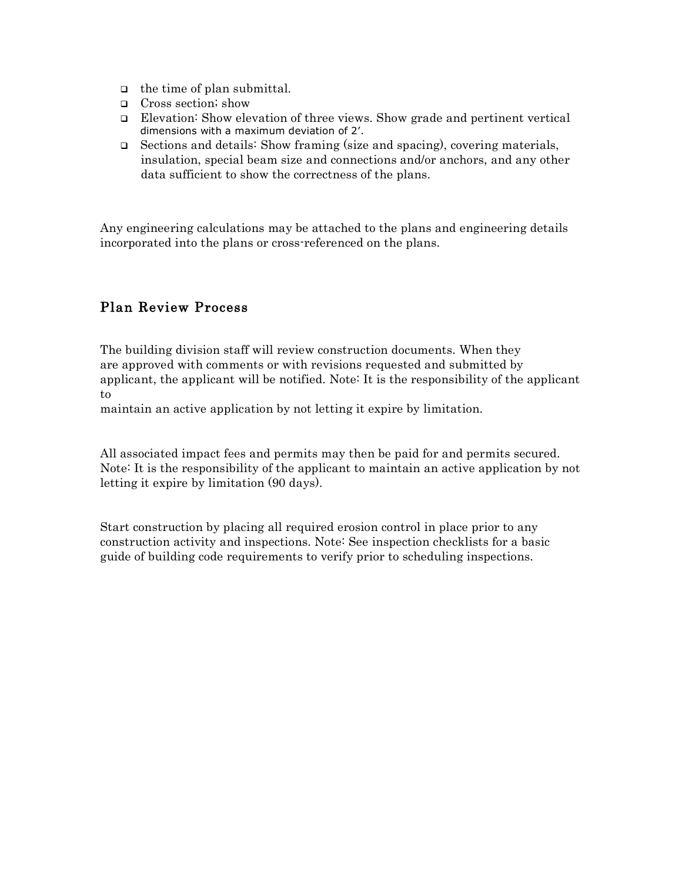- the time of plan submittal.
- Cross section; show
- Elevation: Show elevation of three views. Show grade and pertinent vertical dimensions with a maximum deviation of 2′.
- Sections and details: Show framing (size and spacing), covering materials, insulation, special beam size and connections and/or anchors, and any other data sufficient to show the correctness of the plans.

Any engineering calculations may be attached to the plans and engineering details incorporated into the plans or cross-referenced on the plans.

## Plan Review Process

The building division staff will review construction documents. When they are approved with comments or with revisions requested and submitted by applicant, the applicant will be notified. Note: It is the responsibility of the applicant to
maintain an active application by not letting it expire by limitation.

All associated impact fees and permits may then be paid for and permits secured. Note: It is the responsibility of the applicant to maintain an active application by not letting it expire by limitation (90 days).

Start construction by placing all required erosion control in place prior to any construction activity and inspections. Note: See inspection checklists for a basic guide of building code requirements to verify prior to scheduling inspections.